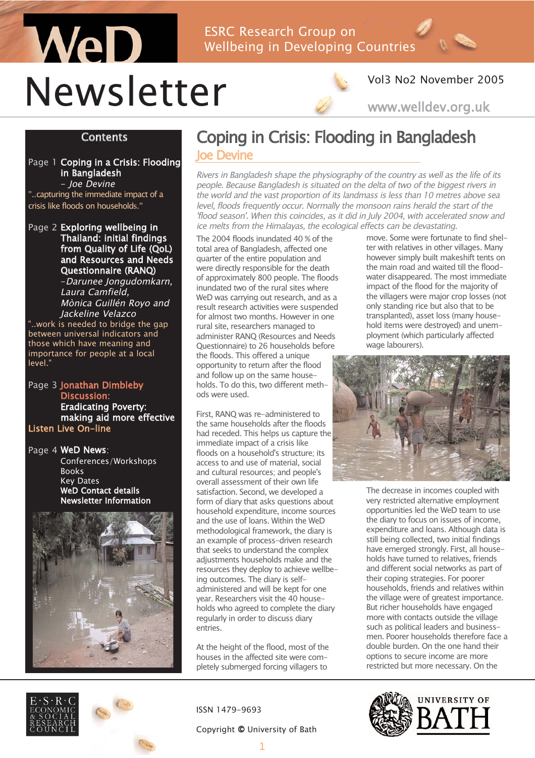# WeD Newsletter

ESRC Research Group on Wellbeing in Developing Countries

Vol3 No2 November 2005

www.welldev.org.uk

## Contents

Page 1 **Coping in a Crisis: Flooding in Bangladesh**
*– Joe Devine*
"..capturing the immediate impact of a crisis like floods on households."

Page 2 **Exploring wellbeing in Thailand: initial findings from Quality of Life (QoL) and Resources and Needs Questionnaire (RANQ)**
*–Darunee Jongudomkarn, Laura Camfield, Mònica Guillén Royo and Jackeline Velazco*
"..work is needed to bridge the gap between universal indicators and those which have meaning and importance for people at a local level."

Page 3 **Jonathan Dimbleby Discussion: Eradicating Poverty: making aid more effective**
**Listen Live On-line**

Page 4 **WeD News**:
Conferences/Workshops
Books
Key Dates
**WeD Contact details**
**Newsletter Information**

# Coping in Crisis: Flooding in Bangladesh

## Joe Devine

*Rivers in Bangladesh shape the physiography of the country as well as the life of its people. Because Bangladesh is situated on the delta of two of the biggest rivers in the world and the vast proportion of its landmass is less than 10 metres above sea level, floods frequently occur. Normally the monsoon rains herald the start of the 'flood season'. When this coincides, as it did in July 2004, with accelerated snow and ice melts from the Himalayas, the ecological effects can be devastating.*

The 2004 floods inundated 40 % of the total area of Bangladesh, affected one quarter of the entire population and were directly responsible for the death of approximately 800 people. The floods inundated two of the rural sites where WeD was carrying out research, and as a result research activities were suspended for almost two months. However in one rural site, researchers managed to administer RANQ (Resources and Needs Questionnaire) to 26 households before the floods. This offered a unique opportunity to return after the flood and follow up on the same households. To do this, two different methods were used.

First, RANQ was re-administered to the same households after the floods had receded. This helps us capture the immediate impact of a crisis like floods on a household's structure; its access to and use of material, social and cultural resources; and people's overall assessment of their own life satisfaction. Second, we developed a form of diary that asks questions about household expenditure, income sources and the use of loans. Within the WeD methodological framework, the diary is an example of process-driven research that seeks to understand the complex adjustments households make and the resources they deploy to achieve wellbeing outcomes. The diary is self-administered and will be kept for one year. Researchers visit the 40 households who agreed to complete the diary regularly in order to discuss diary entries.

At the height of the flood, most of the houses in the affected site were completely submerged forcing villagers to move. Some were fortunate to find shelter with relatives in other villages. Many however simply built makeshift tents on the main road and waited till the floodwater disappeared. The most immediate impact of the flood for the majority of the villagers were major crop losses (not only standing rice but also that to be transplanted), asset loss (many household items were destroyed) and unemployment (which particularly affected wage labourers).

The decrease in incomes coupled with very restricted alternative employment opportunities led the WeD team to use the diary to focus on issues of income, expenditure and loans. Although data is still being collected, two initial findings have emerged strongly. First, all households have turned to relatives, friends and different social networks as part of their coping strategies. For poorer households, friends and relatives within the village were of greatest importance. But richer households have engaged more with contacts outside the village such as political leaders and businessmen. Poorer households therefore face a double burden. On the one hand their options to secure income are more restricted but more necessary. On the

ISSN 1479-9693

Copyright © University of Bath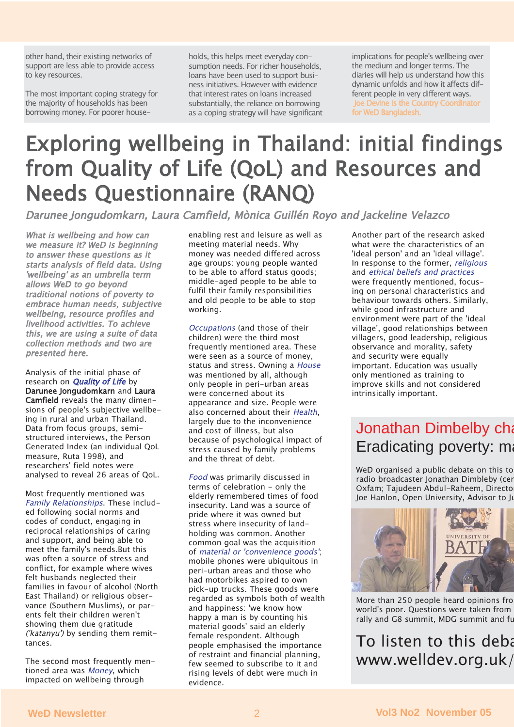other hand, their existing networks of support are less able to provide access to key resources.

The most important coping strategy for the majority of households has been borrowing money. For poorer households, this helps meet everyday consumption needs. For richer households, loans have been used to support business initiatives. However with evidence that interest rates on loans increased substantially, the reliance on borrowing as a coping strategy will have significant implications for people's wellbeing over the medium and longer terms. The diaries will help us understand how this dynamic unfolds and how it affects different people in very different ways.

Joe Devine is the Country Coordinator for WeD Bangladesh.

# Exploring wellbeing in Thailand: initial findings from Quality of Life (QoL) and Resources and Needs Questionnaire (RANQ)

*Darunee Jongudomkarn, Laura Camfield, Mònica Guillén Royo and Jackeline Velazco*

*What is wellbeing and how can we measure it? WeD is beginning to answer these questions as it starts analysis of field data. Using 'wellbeing' as an umbrella term allows WeD to go beyond traditional notions of poverty to embrace human needs, subjective wellbeing, resource profiles and livelihood activities. To achieve this, we are using a suite of data collection methods and two are presented here.*

Analysis of the initial phase of research on ***Quality of Life*** by **Darunee Jongudomkarn** and **Laura Camfield** reveals the many dimensions of people's subjective wellbeing in rural and urban Thailand. Data from focus groups, semi-structured interviews, the Person Generated Index (an individual QoL measure, Ruta 1998), and researchers' field notes were analysed to reveal 26 areas of QoL.

Most frequently mentioned was *Family Relationships*. These included following social norms and codes of conduct, engaging in reciprocal relationships of caring and support, and being able to meet the family's needs.But this was often a source of stress and conflict, for example where wives felt husbands neglected their families in favour of alcohol (North East Thailand) or religious observance (Southern Muslims), or parents felt their children weren't showing them due gratitude *('katanyu')* by sending them remittances.

The second most frequently mentioned area was *Money*, which impacted on wellbeing through enabling rest and leisure as well as meeting material needs. Why money was needed differed across age groups: young people wanted to be able to afford status goods; middle-aged people to be able to fulfil their family responsibilities and old people to be able to stop working.

*Occupations* (and those of their children) were the third most frequently mentioned area. These were seen as a source of money, status and stress. Owning a *House* was mentioned by all, although only people in peri-urban areas were concerned about its appearance and size. People were also concerned about their *Health*, largely due to the inconvenience and cost of illness, but also because of psychological impact of stress caused by family problems and the threat of debt.

*Food* was primarily discussed in terms of celebration – only the elderly remembered times of food insecurity. Land was a source of pride where it was owned but stress where insecurity of landholding was common. Another common goal was the acquisition of *material or 'convenience goods'*; mobile phones were ubiquitous in peri-urban areas and those who had motorbikes aspired to own pick-up trucks. These goods were regarded as symbols both of wealth and happiness: 'we know how happy a man is by counting his material goods' said an elderly female respondent. Although people emphasised the importance of restraint and financial planning, few seemed to subscribe to it and rising levels of debt were much in evidence.

Another part of the research asked what were the characteristics of an 'ideal person' and an 'ideal village'. In response to the former, *religious* and *ethical beliefs and practices* were frequently mentioned, focusing on personal characteristics and behaviour towards others. Similarly, while good infrastructure and environment were part of the 'ideal village', good relationships between villagers, good leadership, religious observance and morality, safety and security were equally important. Education was usually only mentioned as training to improve skills and not considered intrinsically important.

## Jonathan Dimbleby cha
## Eradicating poverty: ma

WeD organised a public debate on this to radio broadcaster Jonathan Dimbleby (cer Oxfam; Tajudeen Abdul-Raheem, Directo Joe Hanlon, Open University, Advisor to Ju

More than 250 people heard opinions fro world's poor. Questions were taken from rally and G8 summit, MDG summit and fu

To listen to this deba www.welldev.org.uk/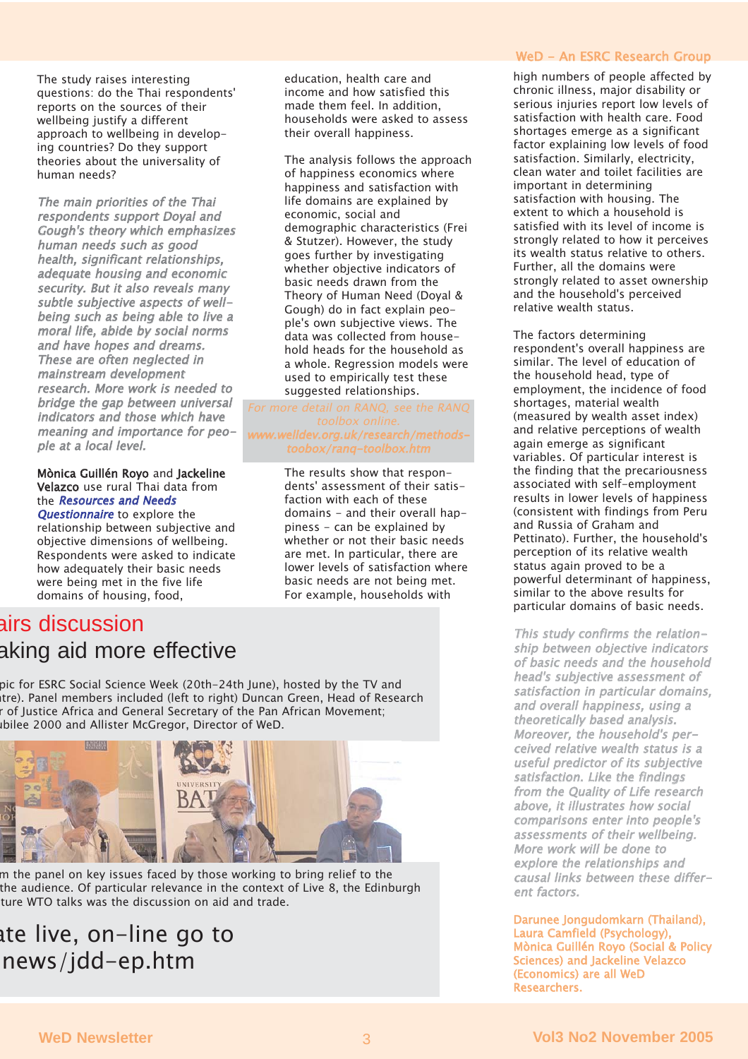The study raises interesting questions: do the Thai respondents' reports on the sources of their wellbeing justify a different approach to wellbeing in developing countries? Do they support theories about the universality of human needs?

*The main priorities of the Thai respondents support Doyal and Gough's theory which emphasizes human needs such as good health, significant relationships, adequate housing and economic security. But it also reveals many subtle subjective aspects of wellbeing such as being able to live a moral life, abide by social norms and have hopes and dreams. These are often neglected in mainstream development research. More work is needed to bridge the gap between universal indicators and those which have meaning and importance for people at a local level.*

**Mònica Guillén Royo** and **Jackeline Velazco** use rural Thai data from the ***Resources and Needs Questionnaire*** to explore the relationship between subjective and objective dimensions of wellbeing. Respondents were asked to indicate how adequately their basic needs were being met in the five life domains of housing, food, education, health care and income and how satisfied this made them feel. In addition, households were asked to assess their overall happiness.

The analysis follows the approach of happiness economics where happiness and satisfaction with life domains are explained by economic, social and demographic characteristics (Frei & Stutzer). However, the study goes further by investigating whether objective indicators of basic needs drawn from the Theory of Human Need (Doyal & Gough) do in fact explain people's own subjective views. The data was collected from household heads for the household as a whole. Regression models were used to empirically test these suggested relationships.

*For more detail on RANQ, see the RANQ toolbox online. www.welldev.org.uk/research/methods-toobox/ranq-toolbox.htm*

The results show that respondents' assessment of their satisfaction with each of these domains - and their overall happiness - can be explained by whether or not their basic needs are met. In particular, there are lower levels of satisfaction where basic needs are not being met. For example, households with high numbers of people affected by chronic illness, major disability or serious injuries report low levels of satisfaction with health care. Food shortages emerge as a significant factor explaining low levels of food satisfaction. Similarly, electricity, clean water and toilet facilities are important in determining satisfaction with housing. The extent to which a household is satisfied with its level of income is strongly related to how it perceives its wealth status relative to others. Further, all the domains were strongly related to asset ownership and the household's perceived relative wealth status.

The factors determining respondent's overall happiness are similar. The level of education of the household head, type of employment, the incidence of food shortages, material wealth (measured by wealth asset index) and relative perceptions of wealth again emerge as significant variables. Of particular interest is the finding that the precariousness associated with self-employment results in lower levels of happiness (consistent with findings from Peru and Russia of Graham and Pettinato). Further, the household's perception of its relative wealth status again proved to be a powerful determinant of happiness, similar to the above results for particular domains of basic needs.

*This study confirms the relationship between objective indicators of basic needs and the household head's subjective assessment of satisfaction in particular domains, and overall happiness, using a theoretically based analysis. Moreover, the household's perceived relative wealth status is a useful predictor of its subjective satisfaction. Like the findings from the Quality of Life research above, it illustrates how social comparisons enter into people's assessments of their wellbeing. More work will be done to explore the relationships and causal links between these different factors.*

**Darunee Jongudomkarn (Thailand), Laura Camfield (Psychology), Mònica Guillén Royo (Social & Policy Sciences) and Jackeline Velazco (Economics) are all WeD Researchers.**

## airs discussion
## aking aid more effective

pic for ESRC Social Science Week (20th-24th June), hosted by the TV and ntre). Panel members included (left to right) Duncan Green, Head of Research r of Justice Africa and General Secretary of the Pan African Movement; ubilee 2000 and Allister McGregor, Director of WeD.

m the panel on key issues faced by those working to bring relief to the the audience. Of particular relevance in the context of Live 8, the Edinburgh ture WTO talks was the discussion on aid and trade.

ate live, on-line go to news/jdd-ep.htm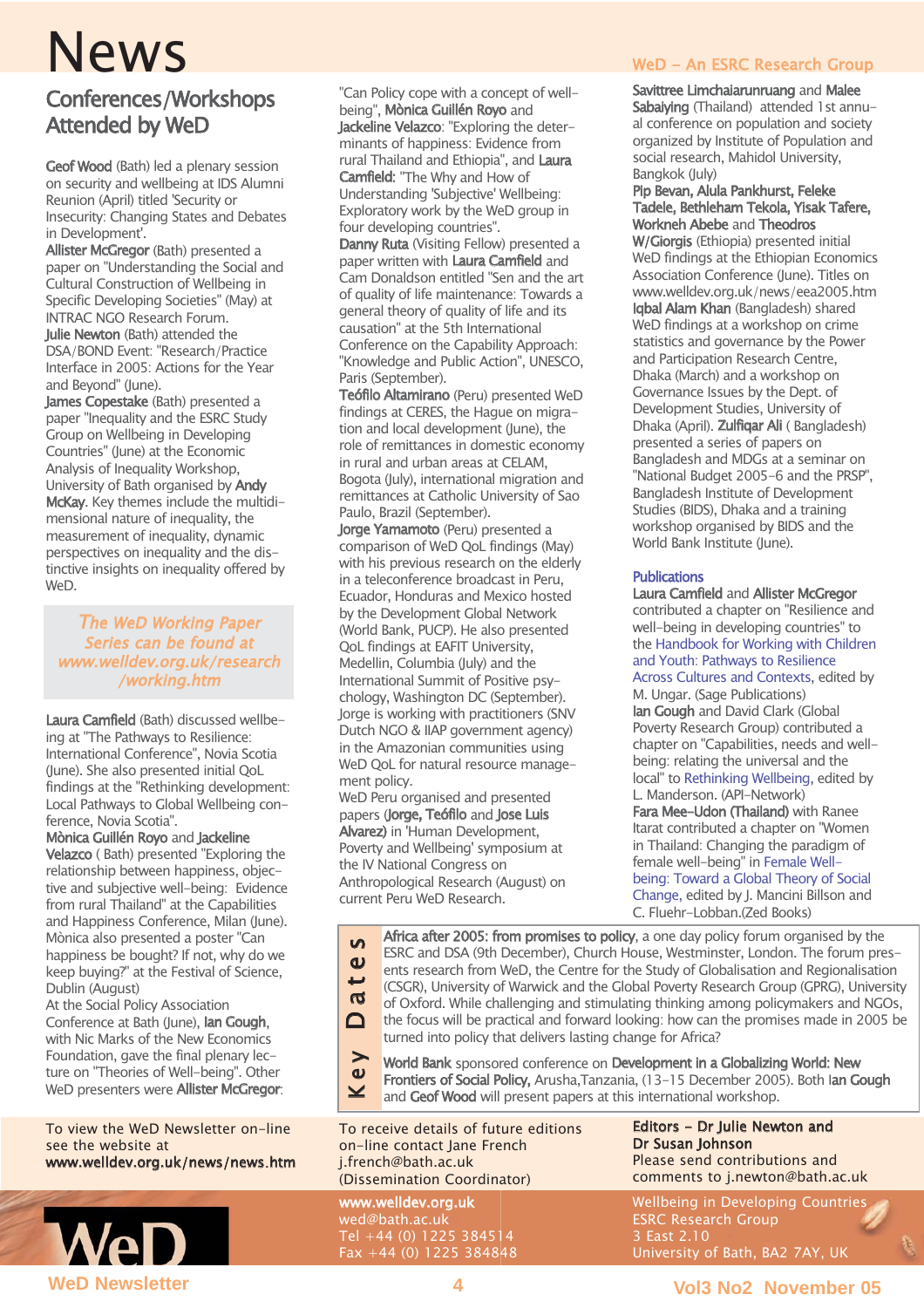# News

WeD - An ESRC Research Group

## Conferences/Workshops Attended by WeD

**Geof Wood** (Bath) led a plenary session on security and wellbeing at IDS Alumni Reunion (April) titled 'Security or Insecurity: Changing States and Debates in Development'.

**Allister McGregor** (Bath) presented a paper on "Understanding the Social and Cultural Construction of Wellbeing in Specific Developing Societies" (May) at INTRAC NGO Research Forum.

**Julie Newton** (Bath) attended the DSA/BOND Event: "Research/Practice Interface in 2005: Actions for the Year and Beyond" (June).

**James Copestake** (Bath) presented a paper "Inequality and the ESRC Study Group on Wellbeing in Developing Countries" (June) at the Economic Analysis of Inequality Workshop, University of Bath organised by **Andy McKay**. Key themes include the multidimensional nature of inequality, the measurement of inequality, dynamic perspectives on inequality and the distinctive insights on inequality offered by WeD.

*The WeD Working Paper Series can be found at www.welldev.org.uk/research/working.htm*

**Laura Camfield** (Bath) discussed wellbeing at "The Pathways to Resilience: International Conference", Novia Scotia (June). She also presented initial QoL findings at the "Rethinking development: Local Pathways to Global Wellbeing conference, Novia Scotia".

**Mònica Guillén Royo** and **Jackeline Velazco** ( Bath) presented "Exploring the relationship between happiness, objective and subjective well-being: Evidence from rural Thailand" at the Capabilities and Happiness Conference, Milan (June). Mònica also presented a poster "Can happiness be bought? If not, why do we keep buying?" at the Festival of Science, Dublin (August)

At the Social Policy Association Conference at Bath (June), **Ian Gough**, with Nic Marks of the New Economics Foundation, gave the final plenary lecture on "Theories of Well-being". Other WeD presenters were **Allister McGregor**: "Can Policy cope with a concept of well-being", **Mònica Guillén Royo** and **Jackeline Velazco**: "Exploring the determinants of happiness: Evidence from rural Thailand and Ethiopia", and **Laura Camfield**: "The Why and How of Understanding 'Subjective' Wellbeing: Exploratory work by the WeD group in four developing countries".

**Danny Ruta** (Visiting Fellow) presented a paper written with **Laura Camfield** and Cam Donaldson entitled "Sen and the art of quality of life maintenance: Towards a general theory of quality of life and its causation" at the 5th International Conference on the Capability Approach: "Knowledge and Public Action", UNESCO, Paris (September).

**Teófilo Altamirano** (Peru) presented WeD findings at CERES, the Hague on migration and local development (June), the role of remittances in domestic economy in rural and urban areas at CELAM, Bogota (July), international migration and remittances at Catholic University of Sao Paulo, Brazil (September).

**Jorge Yamamoto** (Peru) presented a comparison of WeD QoL findings (May) with his previous research on the elderly in a teleconference broadcast in Peru, Ecuador, Honduras and Mexico hosted by the Development Global Network (World Bank, PUCP). He also presented QoL findings at EAFIT University, Medellin, Columbia (July) and the International Summit of Positive psychology, Washington DC (September). Jorge is working with practitioners (SNV Dutch NGO & IIAP government agency) in the Amazonian communities using WeD QoL for natural resource management policy.

WeD Peru organised and presented papers (**Jorge, Teófilo** and **Jose Luis Alvarez**) in 'Human Development, Poverty and Wellbeing' symposium at the IV National Congress on Anthropological Research (August) on current Peru WeD Research.

**Savittree Limchaiarunruang** and **Malee Sabaiying** (Thailand) attended 1st annual conference on population and society organized by Institute of Population and social research, Mahidol University, Bangkok (July)

**Pip Bevan, Alula Pankhurst, Feleke Tadele, Bethleham Tekola, Yisak Tafere, Workneh Abebe** and **Theodros W/Giorgis** (Ethiopia) presented initial WeD findings at the Ethiopian Economics Association Conference (June). Titles on www.welldev.org.uk/news/eea2005.htm

**Iqbal Alam Khan** (Bangladesh) shared WeD findings at a workshop on crime statistics and governance by the Power and Participation Research Centre, Dhaka (March) and a workshop on Governance Issues by the Dept. of Development Studies, University of Dhaka (April). **Zulfiqar Ali** ( Bangladesh) presented a series of papers on Bangladesh and MDGs at a seminar on "National Budget 2005-6 and the PRSP", Bangladesh Institute of Development Studies (BIDS), Dhaka and a training workshop organised by BIDS and the World Bank Institute (June).

## Publications

**Laura Camfield** and **Allister McGregor** contributed a chapter on "Resilience and well-being in developing countries" to the Handbook for Working with Children and Youth: Pathways to Resilience Across Cultures and Contexts, edited by M. Ungar. (Sage Publications)

**Ian Gough** and David Clark (Global Poverty Research Group) contributed a chapter on "Capabilities, needs and well-being: relating the universal and the local" to Rethinking Wellbeing, edited by L. Manderson. (API-Network)

**Fara Mee-Udon (Thailand)** with Ranee Itarat contributed a chapter on "Women in Thailand: Changing the paradigm of female well-being" in Female Well-being: Toward a Global Theory of Social Change, edited by J. Mancini Billson and C. Fluehr-Lobban.(Zed Books)

## Key Dates

**Africa after 2005: from promises to policy**, a one day policy forum organised by the ESRC and DSA (9th December), Church House, Westminster, London. The forum presents research from WeD, the Centre for the Study of Globalisation and Regionalisation (CSGR), University of Warwick and the Global Poverty Research Group (GPRG), University of Oxford. While challenging and stimulating thinking among policymakers and NGOs, the focus will be practical and forward looking: how can the promises made in 2005 be turned into policy that delivers lasting change for Africa?

**World Bank** sponsored conference on **Development in a Globalizing World: New Frontiers of Social Policy**, Arusha,Tanzania, (13-15 December 2005). Both **Ian Gough** and **Geof Wood** will present papers at this international workshop.

To view the WeD Newsletter on-line see the website at **www.welldev.org.uk/news/news.htm**

To receive details of future editions on-line contact Jane French j.french@bath.ac.uk (Dissemination Coordinator)

**Editors - Dr Julie Newton and Dr Susan Johnson**
Please send contributions and comments to j.newton@bath.ac.uk

**www.welldev.org.uk**
wed@bath.ac.uk
Tel +44 (0) 1225 384514
Fax +44 (0) 1225 384848

Wellbeing in Developing Countries
ESRC Research Group
3 East 2.10
University of Bath, BA2 7AY, UK